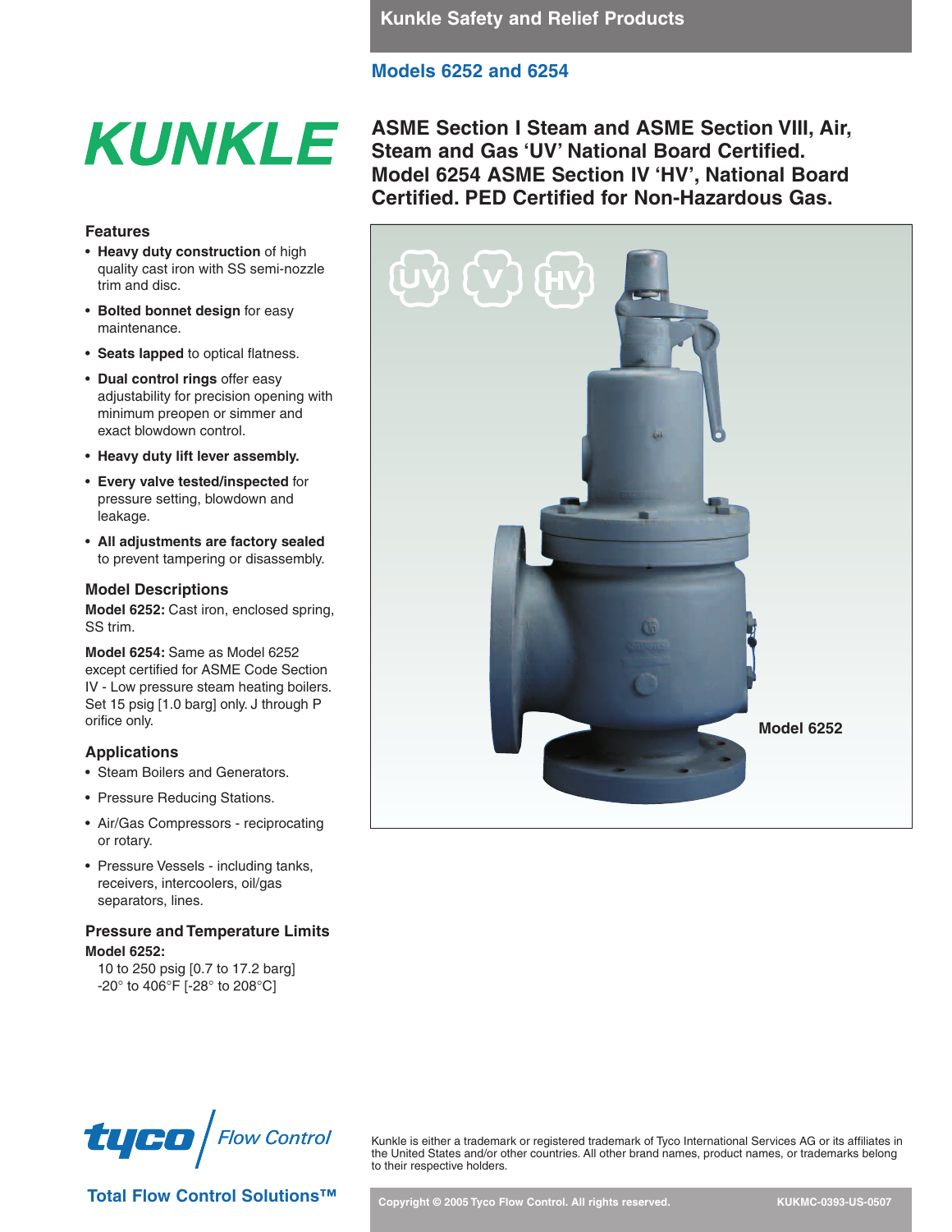Kunkle Safety and Relief Products

## Models 6252 and 6254

# KUNKLE

## ASME Section I Steam and ASME Section VIII, Air, Steam and Gas 'UV' National Board Certified. Model 6254 ASME Section IV 'HV', National Board Certified. PED Certified for Non-Hazardous Gas.

Model 6252

### Features

- **Heavy duty construction** of high quality cast iron with SS semi-nozzle trim and disc.
- **Bolted bonnet design** for easy maintenance.
- **Seats lapped** to optical flatness.
- **Dual control rings** offer easy adjustability for precision opening with minimum preopen or simmer and exact blowdown control.
- **Heavy duty lift lever assembly.**
- **Every valve tested/inspected** for pressure setting, blowdown and leakage.
- **All adjustments are factory sealed** to prevent tampering or disassembly.

### Model Descriptions

**Model 6252:** Cast iron, enclosed spring, SS trim.

**Model 6254:** Same as Model 6252 except certified for ASME Code Section IV - Low pressure steam heating boilers. Set 15 psig [1.0 barg] only. J through P orifice only.

### Applications

- Steam Boilers and Generators.
- Pressure Reducing Stations.
- Air/Gas Compressors - reciprocating or rotary.
- Pressure Vessels - including tanks, receivers, intercoolers, oil/gas separators, lines.

### Pressure and Temperature Limits

**Model 6252:**

10 to 250 psig [0.7 to 17.2 barg]
-20° to 406°F [-28° to 208°C]

tyco Flow Control

Total Flow Control Solutions™

Kunkle is either a trademark or registered trademark of Tyco International Services AG or its affiliates in the United States and/or other countries. All other brand names, product names, or trademarks belong to their respective holders.

Copyright © 2005 Tyco Flow Control. All rights reserved. KUKMC-0393-US-0507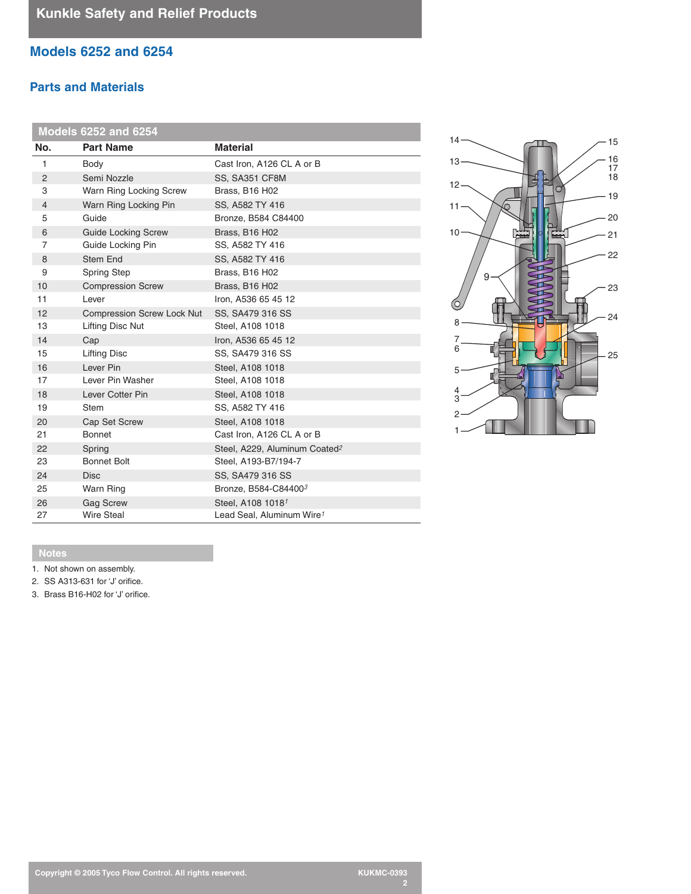# Models 6252 and 6254

## Parts and Materials

| Models 6252 and 6254 | | |
|---|---|---|
| **No.** | **Part Name** | **Material** |
| 1 | Body | Cast Iron, A126 CL A or B |
| 2 | Semi Nozzle | SS, SA351 CF8M |
| 3 | Warn Ring Locking Screw | Brass, B16 H02 |
| 4 | Warn Ring Locking Pin | SS, A582 TY 416 |
| 5 | Guide | Bronze, B584 C84400 |
| 6 | Guide Locking Screw | Brass, B16 H02 |
| 7 | Guide Locking Pin | SS, A582 TY 416 |
| 8 | Stem End | SS, A582 TY 416 |
| 9 | Spring Step | Brass, B16 H02 |
| 10 | Compression Screw | Brass, B16 H02 |
| 11 | Lever | Iron, A536 65 45 12 |
| 12 | Compression Screw Lock Nut | SS, SA479 316 SS |
| 13 | Lifting Disc Nut | Steel, A108 1018 |
| 14 | Cap | Iron, A536 65 45 12 |
| 15 | Lifting Disc | SS, SA479 316 SS |
| 16 | Lever Pin | Steel, A108 1018 |
| 17 | Lever Pin Washer | Steel, A108 1018 |
| 18 | Lever Cotter Pin | Steel, A108 1018 |
| 19 | Stem | SS, A582 TY 416 |
| 20 | Cap Set Screw | Steel, A108 1018 |
| 21 | Bonnet | Cast Iron, A126 CL A or B |
| 22 | Spring | Steel, A229, Aluminum Coated[2] |
| 23 | Bonnet Bolt | Steel, A193-B7/194-7 |
| 24 | Disc | SS, SA479 316 SS |
| 25 | Warn Ring | Bronze, B584-C84400[3] |
| 26 | Gag Screw | Steel, A108 1018[1] |
| 27 | Wire Steal | Lead Seal, Aluminum Wire[1] |

### Notes

1. Not shown on assembly.
2. SS A313-631 for 'J' orifice.
3. Brass B16-H02 for 'J' orifice.

Copyright © 2005 Tyco Flow Control. All rights reserved.

KUKMC-0393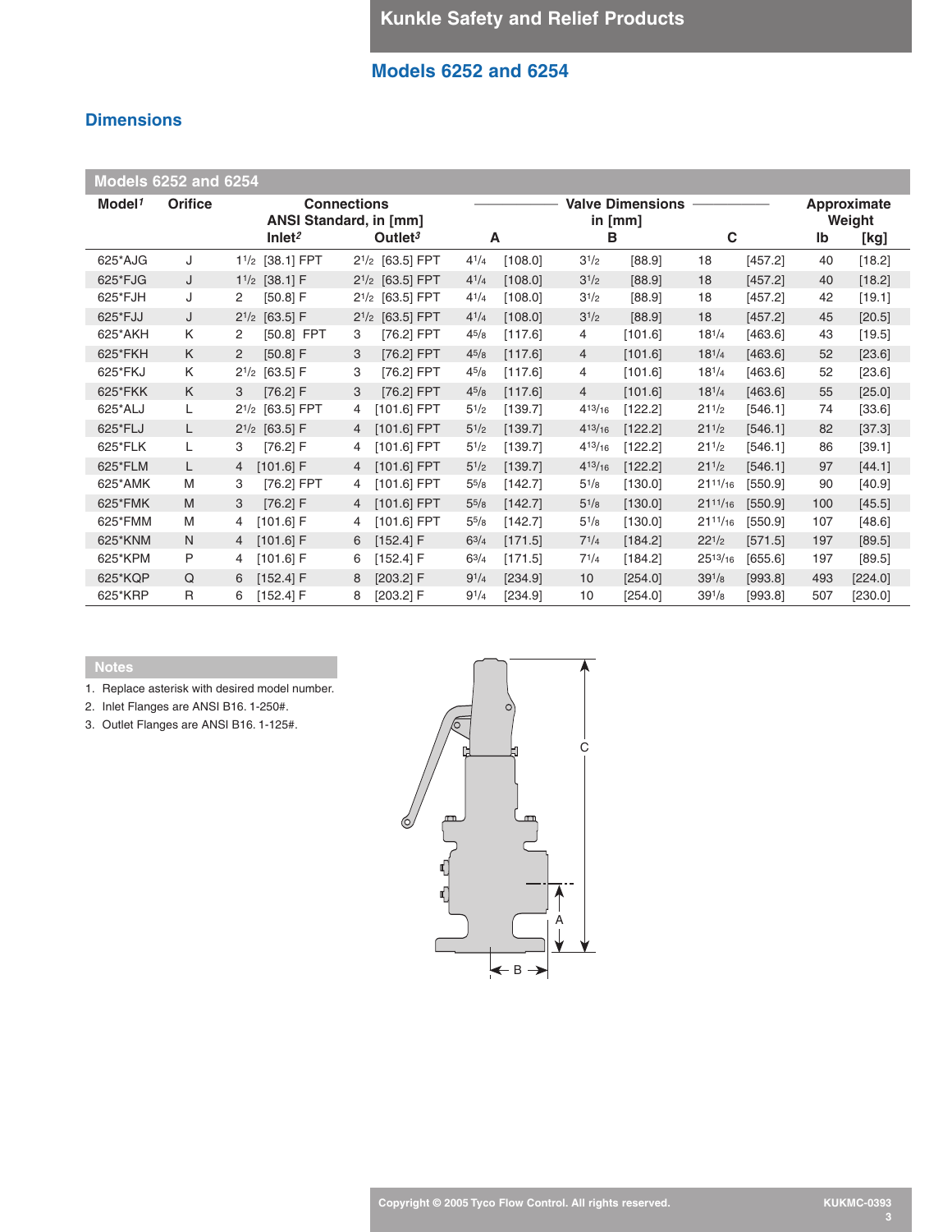## Models 6252 and 6254

### Dimensions

**Models 6252 and 6254**

| Model[1] | Orifice | Connections ANSI Standard, in [mm] Inlet[2] | Outlet[3] | Valve Dimensions in [mm] A | | B | | C | | Approximate Weight lb | [kg] |
|---|---|---|---|---|---|---|---|---|---|---|---|
| 625*AJG | J | 1 1/2 [38.1] FPT | 2 1/2 [63.5] FPT | 4 1/4 | [108.0] | 3 1/2 | [88.9] | 18 | [457.2] | 40 | [18.2] |
| 625*FJG | J | 1 1/2 [38.1] F | 2 1/2 [63.5] FPT | 4 1/4 | [108.0] | 3 1/2 | [88.9] | 18 | [457.2] | 40 | [18.2] |
| 625*FJH | J | 2 [50.8] F | 2 1/2 [63.5] FPT | 4 1/4 | [108.0] | 3 1/2 | [88.9] | 18 | [457.2] | 42 | [19.1] |
| 625*FJJ | J | 2 1/2 [63.5] F | 2 1/2 [63.5] FPT | 4 1/4 | [108.0] | 3 1/2 | [88.9] | 18 | [457.2] | 45 | [20.5] |
| 625*AKH | K | 2 [50.8] FPT | 3 [76.2] FPT | 4 5/8 | [117.6] | 4 | [101.6] | 18 1/4 | [463.6] | 43 | [19.5] |
| 625*FKH | K | 2 [50.8] F | 3 [76.2] FPT | 4 5/8 | [117.6] | 4 | [101.6] | 18 1/4 | [463.6] | 52 | [23.6] |
| 625*FKJ | K | 2 1/2 [63.5] F | 3 [76.2] FPT | 4 5/8 | [117.6] | 4 | [101.6] | 18 1/4 | [463.6] | 52 | [23.6] |
| 625*FKK | K | 3 [76.2] F | 3 [76.2] FPT | 4 5/8 | [117.6] | 4 | [101.6] | 18 1/4 | [463.6] | 55 | [25.0] |
| 625*ALJ | L | 2 1/2 [63.5] FPT | 4 [101.6] FPT | 5 1/2 | [139.7] | 4 13/16 | [122.2] | 21 1/2 | [546.1] | 74 | [33.6] |
| 625*FLJ | L | 2 1/2 [63.5] F | 4 [101.6] FPT | 5 1/2 | [139.7] | 4 13/16 | [122.2] | 21 1/2 | [546.1] | 82 | [37.3] |
| 625*FLK | L | 3 [76.2] F | 4 [101.6] FPT | 5 1/2 | [139.7] | 4 13/16 | [122.2] | 21 1/2 | [546.1] | 86 | [39.1] |
| 625*FLM | L | 4 [101.6] F | 4 [101.6] FPT | 5 1/2 | [139.7] | 4 13/16 | [122.2] | 21 1/2 | [546.1] | 97 | [44.1] |
| 625*AMK | M | 3 [76.2] FPT | 4 [101.6] FPT | 5 5/8 | [142.7] | 5 1/8 | [130.0] | 21 11/16 | [550.9] | 90 | [40.9] |
| 625*FMK | M | 3 [76.2] F | 4 [101.6] FPT | 5 5/8 | [142.7] | 5 1/8 | [130.0] | 21 11/16 | [550.9] | 100 | [45.5] |
| 625*FMM | M | 4 [101.6] F | 4 [101.6] FPT | 5 5/8 | [142.7] | 5 1/8 | [130.0] | 21 11/16 | [550.9] | 107 | [48.6] |
| 625*KNM | N | 4 [101.6] F | 6 [152.4] F | 6 3/4 | [171.5] | 7 1/4 | [184.2] | 22 1/2 | [571.5] | 197 | [89.5] |
| 625*KPM | P | 4 [101.6] F | 6 [152.4] F | 6 3/4 | [171.5] | 7 1/4 | [184.2] | 25 13/16 | [655.6] | 197 | [89.5] |
| 625*KQP | Q | 6 [152.4] F | 8 [203.2] F | 9 1/4 | [234.9] | 10 | [254.0] | 39 1/8 | [993.8] | 493 | [224.0] |
| 625*KRP | R | 6 [152.4] F | 8 [203.2] F | 9 1/4 | [234.9] | 10 | [254.0] | 39 1/8 | [993.8] | 507 | [230.0] |

**Notes**

1. Replace asterisk with desired model number.
2. Inlet Flanges are ANSI B16. 1-250#.
3. Outlet Flanges are ANSI B16. 1-125#.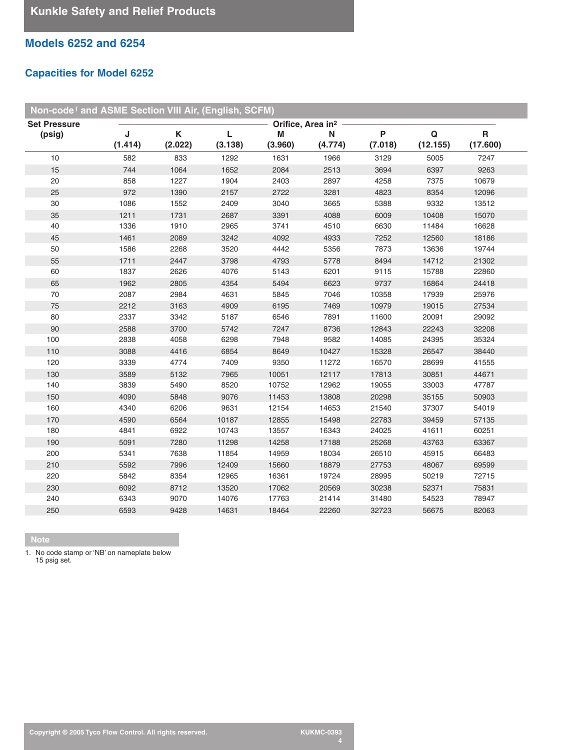## Models 6252 and 6254

### Capacities for Model 6252

#### Non-code[1] and ASME Section VIII Air, (English, SCFM)

| Set Pressure (psig) | Orifice, Area in² | | | | | | | |
|---|---|---|---|---|---|---|---|---|
| | J (1.414) | K (2.022) | L (3.138) | M (3.960) | N (4.774) | P (7.018) | Q (12.155) | R (17.600) |
| 10 | 582 | 833 | 1292 | 1631 | 1966 | 3129 | 5005 | 7247 |
| 15 | 744 | 1064 | 1652 | 2084 | 2513 | 3694 | 6397 | 9263 |
| 20 | 858 | 1227 | 1904 | 2403 | 2897 | 4258 | 7375 | 10679 |
| 25 | 972 | 1390 | 2157 | 2722 | 3281 | 4823 | 8354 | 12096 |
| 30 | 1086 | 1552 | 2409 | 3040 | 3665 | 5388 | 9332 | 13512 |
| 35 | 1211 | 1731 | 2687 | 3391 | 4088 | 6009 | 10408 | 15070 |
| 40 | 1336 | 1910 | 2965 | 3741 | 4510 | 6630 | 11484 | 16628 |
| 45 | 1461 | 2089 | 3242 | 4092 | 4933 | 7252 | 12560 | 18186 |
| 50 | 1586 | 2268 | 3520 | 4442 | 5356 | 7873 | 13636 | 19744 |
| 55 | 1711 | 2447 | 3798 | 4793 | 5778 | 8494 | 14712 | 21302 |
| 60 | 1837 | 2626 | 4076 | 5143 | 6201 | 9115 | 15788 | 22860 |
| 65 | 1962 | 2805 | 4354 | 5494 | 6623 | 9737 | 16864 | 24418 |
| 70 | 2087 | 2984 | 4631 | 5845 | 7046 | 10358 | 17939 | 25976 |
| 75 | 2212 | 3163 | 4909 | 6195 | 7469 | 10979 | 19015 | 27534 |
| 80 | 2337 | 3342 | 5187 | 6546 | 7891 | 11600 | 20091 | 29092 |
| 90 | 2588 | 3700 | 5742 | 7247 | 8736 | 12843 | 22243 | 32208 |
| 100 | 2838 | 4058 | 6298 | 7948 | 9582 | 14085 | 24395 | 35324 |
| 110 | 3088 | 4416 | 6854 | 8649 | 10427 | 15328 | 26547 | 38440 |
| 120 | 3339 | 4774 | 7409 | 9350 | 11272 | 16570 | 28699 | 41555 |
| 130 | 3589 | 5132 | 7965 | 10051 | 12117 | 17813 | 30851 | 44671 |
| 140 | 3839 | 5490 | 8520 | 10752 | 12962 | 19055 | 33003 | 47787 |
| 150 | 4090 | 5848 | 9076 | 11453 | 13808 | 20298 | 35155 | 50903 |
| 160 | 4340 | 6206 | 9631 | 12154 | 14653 | 21540 | 37307 | 54019 |
| 170 | 4590 | 6564 | 10187 | 12855 | 15498 | 22783 | 39459 | 57135 |
| 180 | 4841 | 6922 | 10743 | 13557 | 16343 | 24025 | 41611 | 60251 |
| 190 | 5091 | 7280 | 11298 | 14258 | 17188 | 25268 | 43763 | 63367 |
| 200 | 5341 | 7638 | 11854 | 14959 | 18034 | 26510 | 45915 | 66483 |
| 210 | 5592 | 7996 | 12409 | 15660 | 18879 | 27753 | 48067 | 69599 |
| 220 | 5842 | 8354 | 12965 | 16361 | 19724 | 28995 | 50219 | 72715 |
| 230 | 6092 | 8712 | 13520 | 17062 | 20569 | 30238 | 52371 | 75831 |
| 240 | 6343 | 9070 | 14076 | 17763 | 21414 | 31480 | 54523 | 78947 |
| 250 | 6593 | 9428 | 14631 | 18464 | 22260 | 32723 | 56675 | 82063 |

**Note**

1. No code stamp or 'NB' on nameplate below 15 psig set.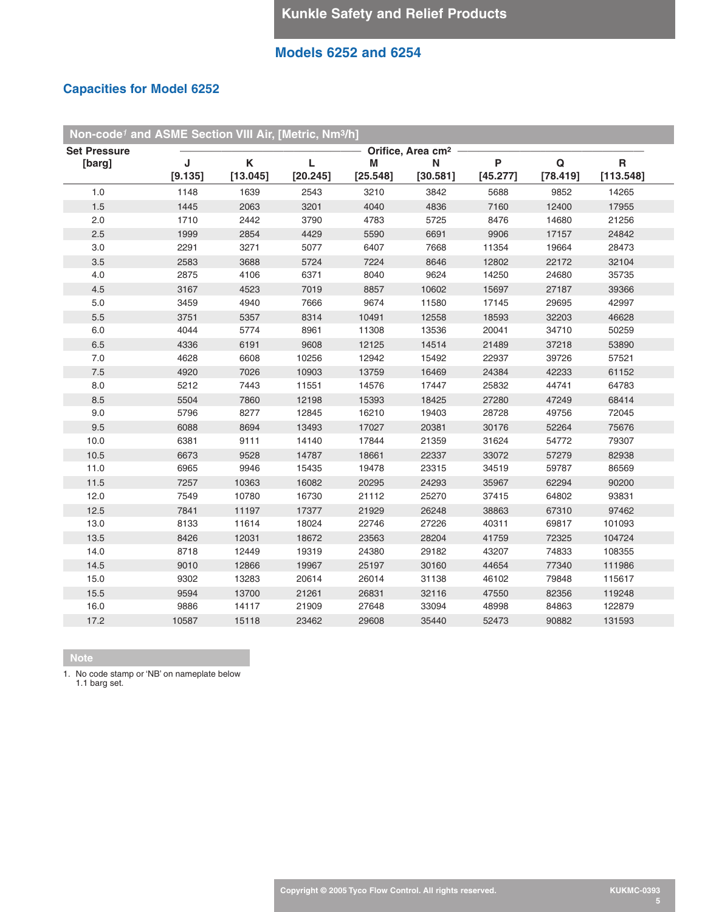## Models 6252 and 6254

### Capacities for Model 6252

| Non-code[1] and ASME Section VIII Air, [Metric, Nm³/h] | | | | | | | | |
|---|---|---|---|---|---|---|---|---|
| Set Pressure [barg] | Orifice, Area cm² | | | | | | | |
| | J [9.135] | K [13.045] | L [20.245] | M [25.548] | N [30.581] | P [45.277] | Q [78.419] | R [113.548] |
| 1.0 | 1148 | 1639 | 2543 | 3210 | 3842 | 5688 | 9852 | 14265 |
| 1.5 | 1445 | 2063 | 3201 | 4040 | 4836 | 7160 | 12400 | 17955 |
| 2.0 | 1710 | 2442 | 3790 | 4783 | 5725 | 8476 | 14680 | 21256 |
| 2.5 | 1999 | 2854 | 4429 | 5590 | 6691 | 9906 | 17157 | 24842 |
| 3.0 | 2291 | 3271 | 5077 | 6407 | 7668 | 11354 | 19664 | 28473 |
| 3.5 | 2583 | 3688 | 5724 | 7224 | 8646 | 12802 | 22172 | 32104 |
| 4.0 | 2875 | 4106 | 6371 | 8040 | 9624 | 14250 | 24680 | 35735 |
| 4.5 | 3167 | 4523 | 7019 | 8857 | 10602 | 15697 | 27187 | 39366 |
| 5.0 | 3459 | 4940 | 7666 | 9674 | 11580 | 17145 | 29695 | 42997 |
| 5.5 | 3751 | 5357 | 8314 | 10491 | 12558 | 18593 | 32203 | 46628 |
| 6.0 | 4044 | 5774 | 8961 | 11308 | 13536 | 20041 | 34710 | 50259 |
| 6.5 | 4336 | 6191 | 9608 | 12125 | 14514 | 21489 | 37218 | 53890 |
| 7.0 | 4628 | 6608 | 10256 | 12942 | 15492 | 22937 | 39726 | 57521 |
| 7.5 | 4920 | 7026 | 10903 | 13759 | 16469 | 24384 | 42233 | 61152 |
| 8.0 | 5212 | 7443 | 11551 | 14576 | 17447 | 25832 | 44741 | 64783 |
| 8.5 | 5504 | 7860 | 12198 | 15393 | 18425 | 27280 | 47249 | 68414 |
| 9.0 | 5796 | 8277 | 12845 | 16210 | 19403 | 28728 | 49756 | 72045 |
| 9.5 | 6088 | 8694 | 13493 | 17027 | 20381 | 30176 | 52264 | 75676 |
| 10.0 | 6381 | 9111 | 14140 | 17844 | 21359 | 31624 | 54772 | 79307 |
| 10.5 | 6673 | 9528 | 14787 | 18661 | 22337 | 33072 | 57279 | 82938 |
| 11.0 | 6965 | 9946 | 15435 | 19478 | 23315 | 34519 | 59787 | 86569 |
| 11.5 | 7257 | 10363 | 16082 | 20295 | 24293 | 35967 | 62294 | 90200 |
| 12.0 | 7549 | 10780 | 16730 | 21112 | 25270 | 37415 | 64802 | 93831 |
| 12.5 | 7841 | 11197 | 17377 | 21929 | 26248 | 38863 | 67310 | 97462 |
| 13.0 | 8133 | 11614 | 18024 | 22746 | 27226 | 40311 | 69817 | 101093 |
| 13.5 | 8426 | 12031 | 18672 | 23563 | 28204 | 41759 | 72325 | 104724 |
| 14.0 | 8718 | 12449 | 19319 | 24380 | 29182 | 43207 | 74833 | 108355 |
| 14.5 | 9010 | 12866 | 19967 | 25197 | 30160 | 44654 | 77340 | 111986 |
| 15.0 | 9302 | 13283 | 20614 | 26014 | 31138 | 46102 | 79848 | 115617 |
| 15.5 | 9594 | 13700 | 21261 | 26831 | 32116 | 47550 | 82356 | 119248 |
| 16.0 | 9886 | 14117 | 21909 | 27648 | 33094 | 48998 | 84863 | 122879 |
| 17.2 | 10587 | 15118 | 23462 | 29608 | 35440 | 52473 | 90882 | 131593 |

**Note**

1. No code stamp or 'NB' on nameplate below 1.1 barg set.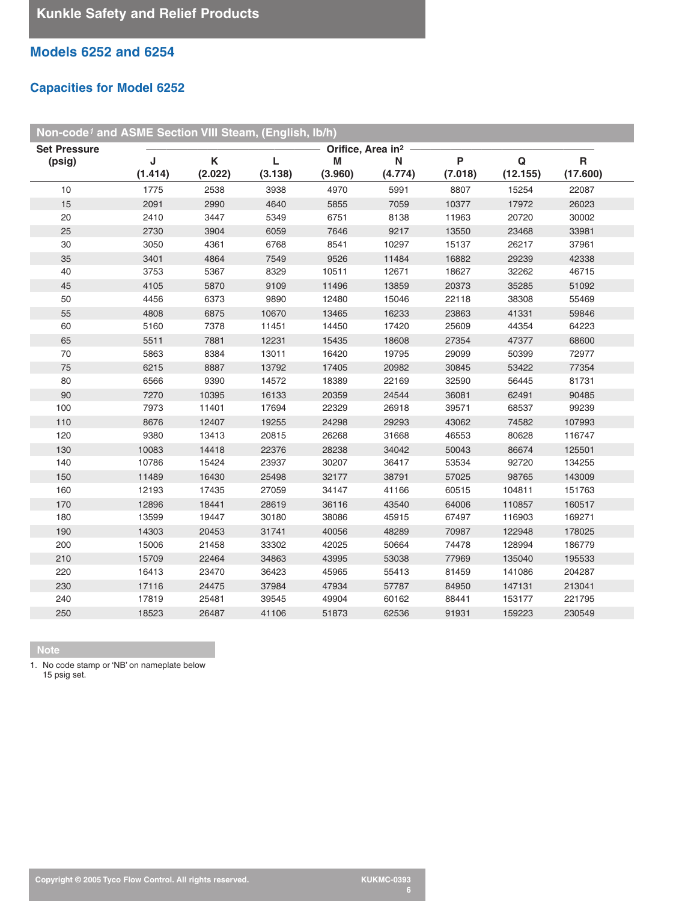## Models 6252 and 6254

### Capacities for Model 6252

**Non-code[1] and ASME Section VIII Steam, (English, lb/h)**

| Set Pressure (psig) | Orifice, Area in² | | | | | | | |
|---|---|---|---|---|---|---|---|---|
| | J (1.414) | K (2.022) | L (3.138) | M (3.960) | N (4.774) | P (7.018) | Q (12.155) | R (17.600) |
| 10 | 1775 | 2538 | 3938 | 4970 | 5991 | 8807 | 15254 | 22087 |
| 15 | 2091 | 2990 | 4640 | 5855 | 7059 | 10377 | 17972 | 26023 |
| 20 | 2410 | 3447 | 5349 | 6751 | 8138 | 11963 | 20720 | 30002 |
| 25 | 2730 | 3904 | 6059 | 7646 | 9217 | 13550 | 23468 | 33981 |
| 30 | 3050 | 4361 | 6768 | 8541 | 10297 | 15137 | 26217 | 37961 |
| 35 | 3401 | 4864 | 7549 | 9526 | 11484 | 16882 | 29239 | 42338 |
| 40 | 3753 | 5367 | 8329 | 10511 | 12671 | 18627 | 32262 | 46715 |
| 45 | 4105 | 5870 | 9109 | 11496 | 13859 | 20373 | 35285 | 51092 |
| 50 | 4456 | 6373 | 9890 | 12480 | 15046 | 22118 | 38308 | 55469 |
| 55 | 4808 | 6875 | 10670 | 13465 | 16233 | 23863 | 41331 | 59846 |
| 60 | 5160 | 7378 | 11451 | 14450 | 17420 | 25609 | 44354 | 64223 |
| 65 | 5511 | 7881 | 12231 | 15435 | 18608 | 27354 | 47377 | 68600 |
| 70 | 5863 | 8384 | 13011 | 16420 | 19795 | 29099 | 50399 | 72977 |
| 75 | 6215 | 8887 | 13792 | 17405 | 20982 | 30845 | 53422 | 77354 |
| 80 | 6566 | 9390 | 14572 | 18389 | 22169 | 32590 | 56445 | 81731 |
| 90 | 7270 | 10395 | 16133 | 20359 | 24544 | 36081 | 62491 | 90485 |
| 100 | 7973 | 11401 | 17694 | 22329 | 26918 | 39571 | 68537 | 99239 |
| 110 | 8676 | 12407 | 19255 | 24298 | 29293 | 43062 | 74582 | 107993 |
| 120 | 9380 | 13413 | 20815 | 26268 | 31668 | 46553 | 80628 | 116747 |
| 130 | 10083 | 14418 | 22376 | 28238 | 34042 | 50043 | 86674 | 125501 |
| 140 | 10786 | 15424 | 23937 | 30207 | 36417 | 53534 | 92720 | 134255 |
| 150 | 11489 | 16430 | 25498 | 32177 | 38791 | 57025 | 98765 | 143009 |
| 160 | 12193 | 17435 | 27059 | 34147 | 41166 | 60515 | 104811 | 151763 |
| 170 | 12896 | 18441 | 28619 | 36116 | 43540 | 64006 | 110857 | 160517 |
| 180 | 13599 | 19447 | 30180 | 38086 | 45915 | 67497 | 116903 | 169271 |
| 190 | 14303 | 20453 | 31741 | 40056 | 48289 | 70987 | 122948 | 178025 |
| 200 | 15006 | 21458 | 33302 | 42025 | 50664 | 74478 | 128994 | 186779 |
| 210 | 15709 | 22464 | 34863 | 43995 | 53038 | 77969 | 135040 | 195533 |
| 220 | 16413 | 23470 | 36423 | 45965 | 55413 | 81459 | 141086 | 204287 |
| 230 | 17116 | 24475 | 37984 | 47934 | 57787 | 84950 | 147131 | 213041 |
| 240 | 17819 | 25481 | 39545 | 49904 | 60162 | 88441 | 153177 | 221795 |
| 250 | 18523 | 26487 | 41106 | 51873 | 62536 | 91931 | 159223 | 230549 |

**Note**

1. No code stamp or 'NB' on nameplate below 15 psig set.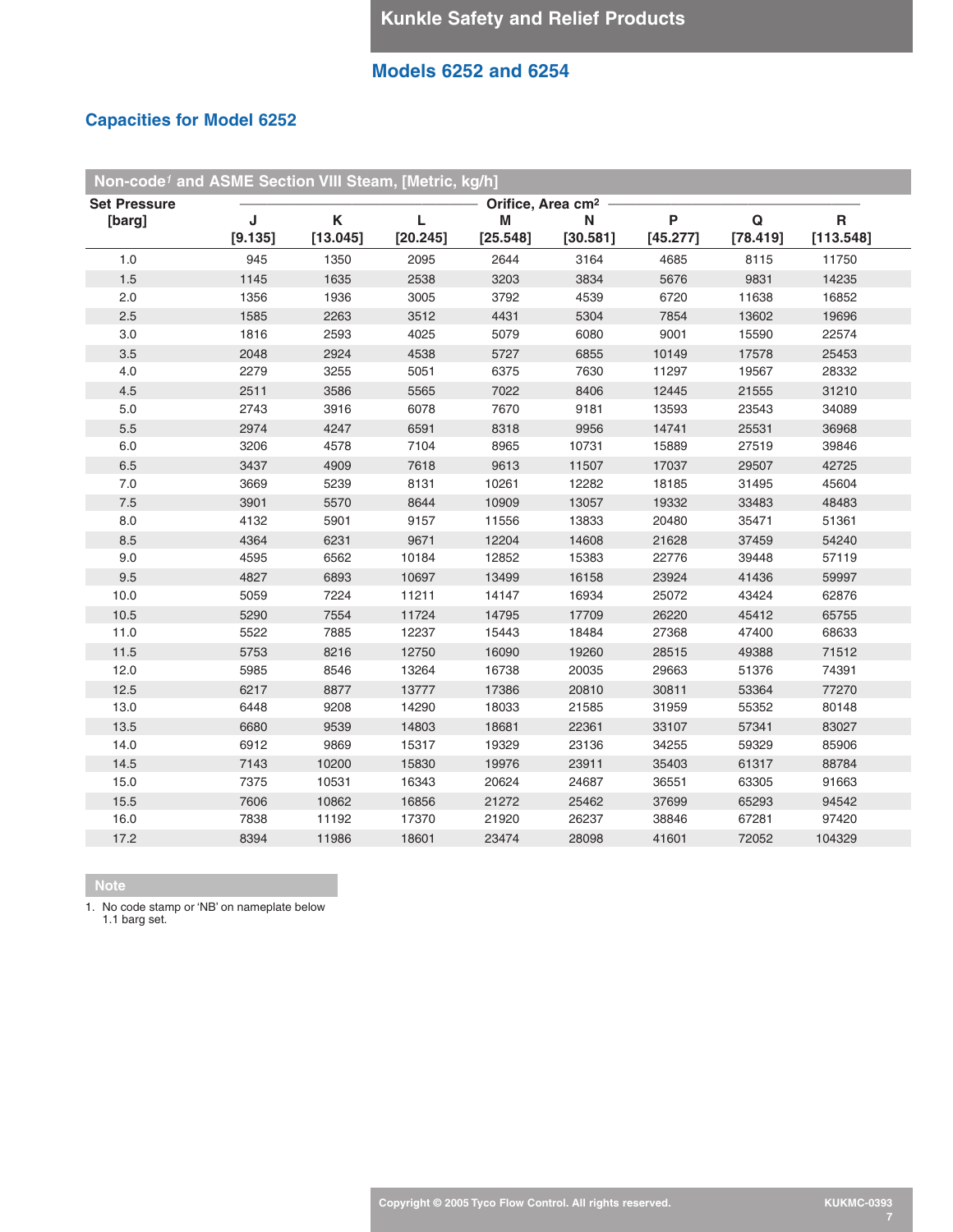## Models 6252 and 6254

### Capacities for Model 6252

**Non-code[1] and ASME Section VIII Steam, [Metric, kg/h]**

| Set Pressure [barg] | Orifice, Area cm² | | | | | | | |
|---|---|---|---|---|---|---|---|---|
| | J [9.135] | K [13.045] | L [20.245] | M [25.548] | N [30.581] | P [45.277] | Q [78.419] | R [113.548] |
| 1.0 | 945 | 1350 | 2095 | 2644 | 3164 | 4685 | 8115 | 11750 |
| 1.5 | 1145 | 1635 | 2538 | 3203 | 3834 | 5676 | 9831 | 14235 |
| 2.0 | 1356 | 1936 | 3005 | 3792 | 4539 | 6720 | 11638 | 16852 |
| 2.5 | 1585 | 2263 | 3512 | 4431 | 5304 | 7854 | 13602 | 19696 |
| 3.0 | 1816 | 2593 | 4025 | 5079 | 6080 | 9001 | 15590 | 22574 |
| 3.5 | 2048 | 2924 | 4538 | 5727 | 6855 | 10149 | 17578 | 25453 |
| 4.0 | 2279 | 3255 | 5051 | 6375 | 7630 | 11297 | 19567 | 28332 |
| 4.5 | 2511 | 3586 | 5565 | 7022 | 8406 | 12445 | 21555 | 31210 |
| 5.0 | 2743 | 3916 | 6078 | 7670 | 9181 | 13593 | 23543 | 34089 |
| 5.5 | 2974 | 4247 | 6591 | 8318 | 9956 | 14741 | 25531 | 36968 |
| 6.0 | 3206 | 4578 | 7104 | 8965 | 10731 | 15889 | 27519 | 39846 |
| 6.5 | 3437 | 4909 | 7618 | 9613 | 11507 | 17037 | 29507 | 42725 |
| 7.0 | 3669 | 5239 | 8131 | 10261 | 12282 | 18185 | 31495 | 45604 |
| 7.5 | 3901 | 5570 | 8644 | 10909 | 13057 | 19332 | 33483 | 48483 |
| 8.0 | 4132 | 5901 | 9157 | 11556 | 13833 | 20480 | 35471 | 51361 |
| 8.5 | 4364 | 6231 | 9671 | 12204 | 14608 | 21628 | 37459 | 54240 |
| 9.0 | 4595 | 6562 | 10184 | 12852 | 15383 | 22776 | 39448 | 57119 |
| 9.5 | 4827 | 6893 | 10697 | 13499 | 16158 | 23924 | 41436 | 59997 |
| 10.0 | 5059 | 7224 | 11211 | 14147 | 16934 | 25072 | 43424 | 62876 |
| 10.5 | 5290 | 7554 | 11724 | 14795 | 17709 | 26220 | 45412 | 65755 |
| 11.0 | 5522 | 7885 | 12237 | 15443 | 18484 | 27368 | 47400 | 68633 |
| 11.5 | 5753 | 8216 | 12750 | 16090 | 19260 | 28515 | 49388 | 71512 |
| 12.0 | 5985 | 8546 | 13264 | 16738 | 20035 | 29663 | 51376 | 74391 |
| 12.5 | 6217 | 8877 | 13777 | 17386 | 20810 | 30811 | 53364 | 77270 |
| 13.0 | 6448 | 9208 | 14290 | 18033 | 21585 | 31959 | 55352 | 80148 |
| 13.5 | 6680 | 9539 | 14803 | 18681 | 22361 | 33107 | 57341 | 83027 |
| 14.0 | 6912 | 9869 | 15317 | 19329 | 23136 | 34255 | 59329 | 85906 |
| 14.5 | 7143 | 10200 | 15830 | 19976 | 23911 | 35403 | 61317 | 88784 |
| 15.0 | 7375 | 10531 | 16343 | 20624 | 24687 | 36551 | 63305 | 91663 |
| 15.5 | 7606 | 10862 | 16856 | 21272 | 25462 | 37699 | 65293 | 94542 |
| 16.0 | 7838 | 11192 | 17370 | 21920 | 26237 | 38846 | 67281 | 97420 |
| 17.2 | 8394 | 11986 | 18601 | 23474 | 28098 | 41601 | 72052 | 104329 |

**Note**

1. No code stamp or 'NB' on nameplate below 1.1 barg set.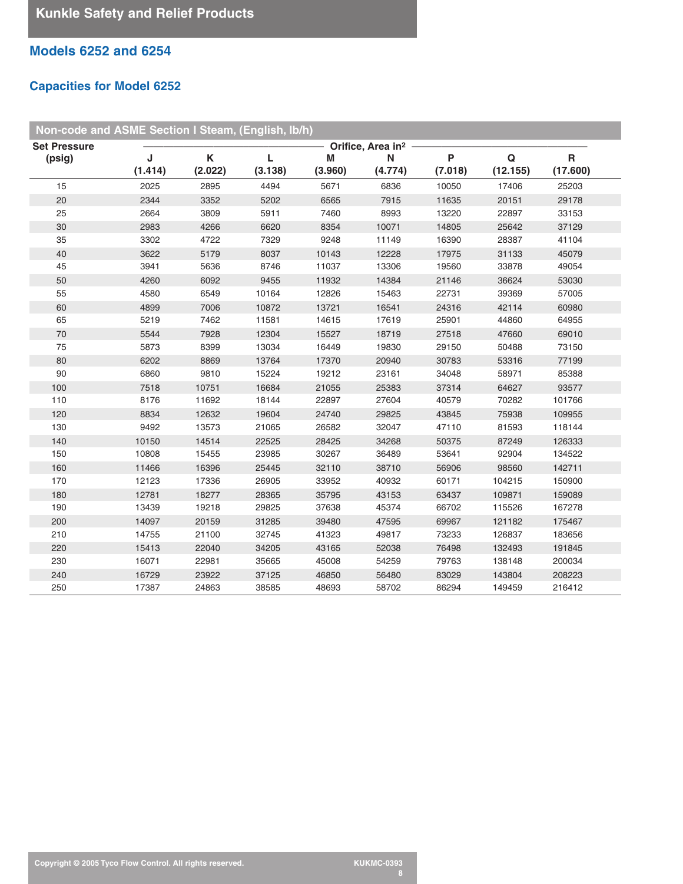## Models 6252 and 6254

### Capacities for Model 6252

| Non-code and ASME Section I Steam, (English, lb/h) | | | | | | | | |
|---|---|---|---|---|---|---|---|---|
| Set Pressure (psig) | Orifice, Area in² | | | | | | | |
| | J (1.414) | K (2.022) | L (3.138) | M (3.960) | N (4.774) | P (7.018) | Q (12.155) | R (17.600) |
| 15 | 2025 | 2895 | 4494 | 5671 | 6836 | 10050 | 17406 | 25203 |
| 20 | 2344 | 3352 | 5202 | 6565 | 7915 | 11635 | 20151 | 29178 |
| 25 | 2664 | 3809 | 5911 | 7460 | 8993 | 13220 | 22897 | 33153 |
| 30 | 2983 | 4266 | 6620 | 8354 | 10071 | 14805 | 25642 | 37129 |
| 35 | 3302 | 4722 | 7329 | 9248 | 11149 | 16390 | 28387 | 41104 |
| 40 | 3622 | 5179 | 8037 | 10143 | 12228 | 17975 | 31133 | 45079 |
| 45 | 3941 | 5636 | 8746 | 11037 | 13306 | 19560 | 33878 | 49054 |
| 50 | 4260 | 6092 | 9455 | 11932 | 14384 | 21146 | 36624 | 53030 |
| 55 | 4580 | 6549 | 10164 | 12826 | 15463 | 22731 | 39369 | 57005 |
| 60 | 4899 | 7006 | 10872 | 13721 | 16541 | 24316 | 42114 | 60980 |
| 65 | 5219 | 7462 | 11581 | 14615 | 17619 | 25901 | 44860 | 64955 |
| 70 | 5544 | 7928 | 12304 | 15527 | 18719 | 27518 | 47660 | 69010 |
| 75 | 5873 | 8399 | 13034 | 16449 | 19830 | 29150 | 50488 | 73150 |
| 80 | 6202 | 8869 | 13764 | 17370 | 20940 | 30783 | 53316 | 77199 |
| 90 | 6860 | 9810 | 15224 | 19212 | 23161 | 34048 | 58971 | 85388 |
| 100 | 7518 | 10751 | 16684 | 21055 | 25383 | 37314 | 64627 | 93577 |
| 110 | 8176 | 11692 | 18144 | 22897 | 27604 | 40579 | 70282 | 101766 |
| 120 | 8834 | 12632 | 19604 | 24740 | 29825 | 43845 | 75938 | 109955 |
| 130 | 9492 | 13573 | 21065 | 26582 | 32047 | 47110 | 81593 | 118144 |
| 140 | 10150 | 14514 | 22525 | 28425 | 34268 | 50375 | 87249 | 126333 |
| 150 | 10808 | 15455 | 23985 | 30267 | 36489 | 53641 | 92904 | 134522 |
| 160 | 11466 | 16396 | 25445 | 32110 | 38710 | 56906 | 98560 | 142711 |
| 170 | 12123 | 17336 | 26905 | 33952 | 40932 | 60171 | 104215 | 150900 |
| 180 | 12781 | 18277 | 28365 | 35795 | 43153 | 63437 | 109871 | 159089 |
| 190 | 13439 | 19218 | 29825 | 37638 | 45374 | 66702 | 115526 | 167278 |
| 200 | 14097 | 20159 | 31285 | 39480 | 47595 | 69967 | 121182 | 175467 |
| 210 | 14755 | 21100 | 32745 | 41323 | 49817 | 73233 | 126837 | 183656 |
| 220 | 15413 | 22040 | 34205 | 43165 | 52038 | 76498 | 132493 | 191845 |
| 230 | 16071 | 22981 | 35665 | 45008 | 54259 | 79763 | 138148 | 200034 |
| 240 | 16729 | 23922 | 37125 | 46850 | 56480 | 83029 | 143804 | 208223 |
| 250 | 17387 | 24863 | 38585 | 48693 | 58702 | 86294 | 149459 | 216412 |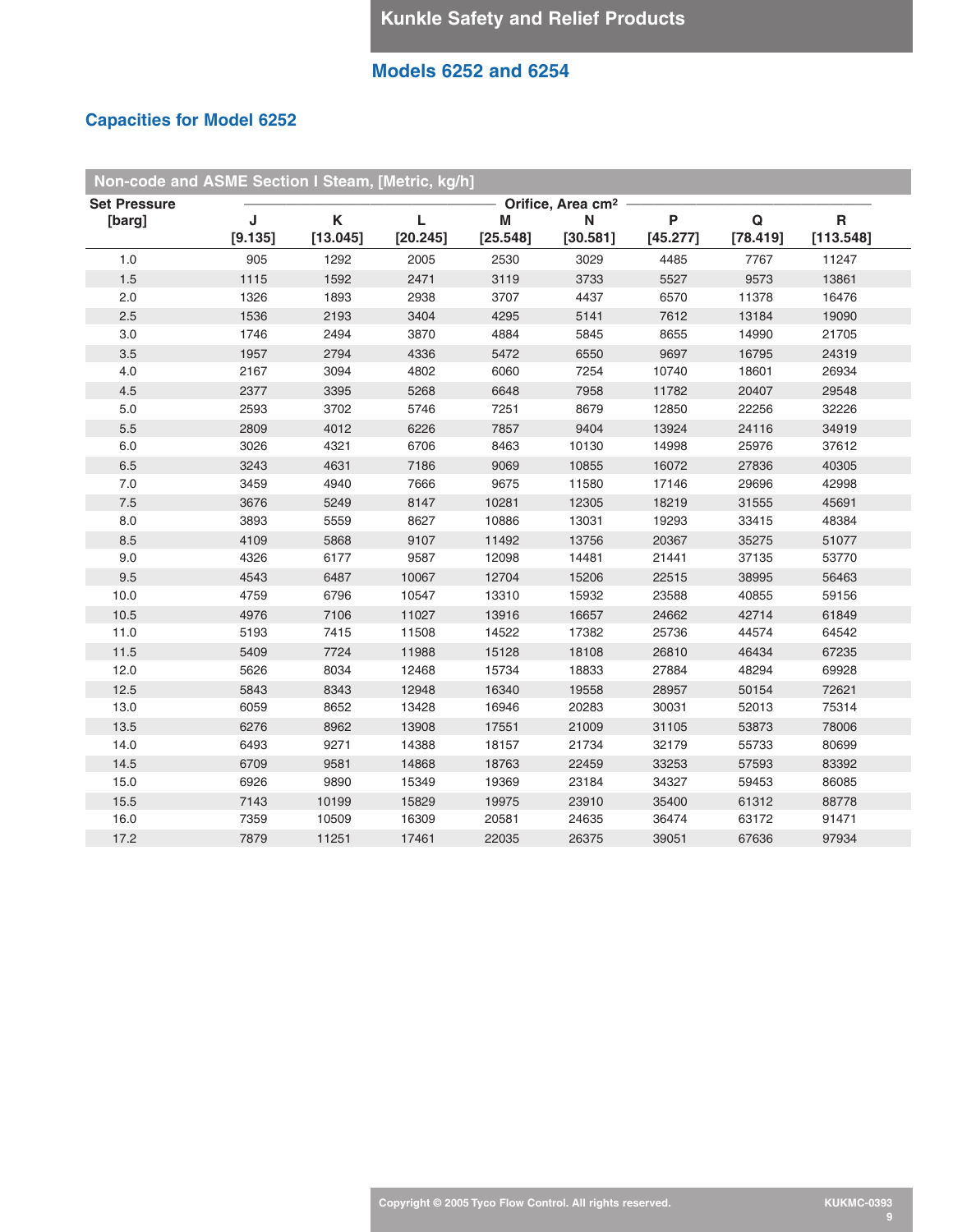## Models 6252 and 6254

### Capacities for Model 6252

**Non-code and ASME Section I Steam, [Metric, kg/h]**

| Set Pressure [barg] | Orifice, Area cm² | | | | | | | |
|---|---|---|---|---|---|---|---|---|
| | J [9.135] | K [13.045] | L [20.245] | M [25.548] | N [30.581] | P [45.277] | Q [78.419] | R [113.548] |
| 1.0 | 905 | 1292 | 2005 | 2530 | 3029 | 4485 | 7767 | 11247 |
| 1.5 | 1115 | 1592 | 2471 | 3119 | 3733 | 5527 | 9573 | 13861 |
| 2.0 | 1326 | 1893 | 2938 | 3707 | 4437 | 6570 | 11378 | 16476 |
| 2.5 | 1536 | 2193 | 3404 | 4295 | 5141 | 7612 | 13184 | 19090 |
| 3.0 | 1746 | 2494 | 3870 | 4884 | 5845 | 8655 | 14990 | 21705 |
| 3.5 | 1957 | 2794 | 4336 | 5472 | 6550 | 9697 | 16795 | 24319 |
| 4.0 | 2167 | 3094 | 4802 | 6060 | 7254 | 10740 | 18601 | 26934 |
| 4.5 | 2377 | 3395 | 5268 | 6648 | 7958 | 11782 | 20407 | 29548 |
| 5.0 | 2593 | 3702 | 5746 | 7251 | 8679 | 12850 | 22256 | 32226 |
| 5.5 | 2809 | 4012 | 6226 | 7857 | 9404 | 13924 | 24116 | 34919 |
| 6.0 | 3026 | 4321 | 6706 | 8463 | 10130 | 14998 | 25976 | 37612 |
| 6.5 | 3243 | 4631 | 7186 | 9069 | 10855 | 16072 | 27836 | 40305 |
| 7.0 | 3459 | 4940 | 7666 | 9675 | 11580 | 17146 | 29696 | 42998 |
| 7.5 | 3676 | 5249 | 8147 | 10281 | 12305 | 18219 | 31555 | 45691 |
| 8.0 | 3893 | 5559 | 8627 | 10886 | 13031 | 19293 | 33415 | 48384 |
| 8.5 | 4109 | 5868 | 9107 | 11492 | 13756 | 20367 | 35275 | 51077 |
| 9.0 | 4326 | 6177 | 9587 | 12098 | 14481 | 21441 | 37135 | 53770 |
| 9.5 | 4543 | 6487 | 10067 | 12704 | 15206 | 22515 | 38995 | 56463 |
| 10.0 | 4759 | 6796 | 10547 | 13310 | 15932 | 23588 | 40855 | 59156 |
| 10.5 | 4976 | 7106 | 11027 | 13916 | 16657 | 24662 | 42714 | 61849 |
| 11.0 | 5193 | 7415 | 11508 | 14522 | 17382 | 25736 | 44574 | 64542 |
| 11.5 | 5409 | 7724 | 11988 | 15128 | 18108 | 26810 | 46434 | 67235 |
| 12.0 | 5626 | 8034 | 12468 | 15734 | 18833 | 27884 | 48294 | 69928 |
| 12.5 | 5843 | 8343 | 12948 | 16340 | 19558 | 28957 | 50154 | 72621 |
| 13.0 | 6059 | 8652 | 13428 | 16946 | 20283 | 30031 | 52013 | 75314 |
| 13.5 | 6276 | 8962 | 13908 | 17551 | 21009 | 31105 | 53873 | 78006 |
| 14.0 | 6493 | 9271 | 14388 | 18157 | 21734 | 32179 | 55733 | 80699 |
| 14.5 | 6709 | 9581 | 14868 | 18763 | 22459 | 33253 | 57593 | 83392 |
| 15.0 | 6926 | 9890 | 15349 | 19369 | 23184 | 34327 | 59453 | 86085 |
| 15.5 | 7143 | 10199 | 15829 | 19975 | 23910 | 35400 | 61312 | 88778 |
| 16.0 | 7359 | 10509 | 16309 | 20581 | 24635 | 36474 | 63172 | 91471 |
| 17.2 | 7879 | 11251 | 17461 | 22035 | 26375 | 39051 | 67636 | 97934 |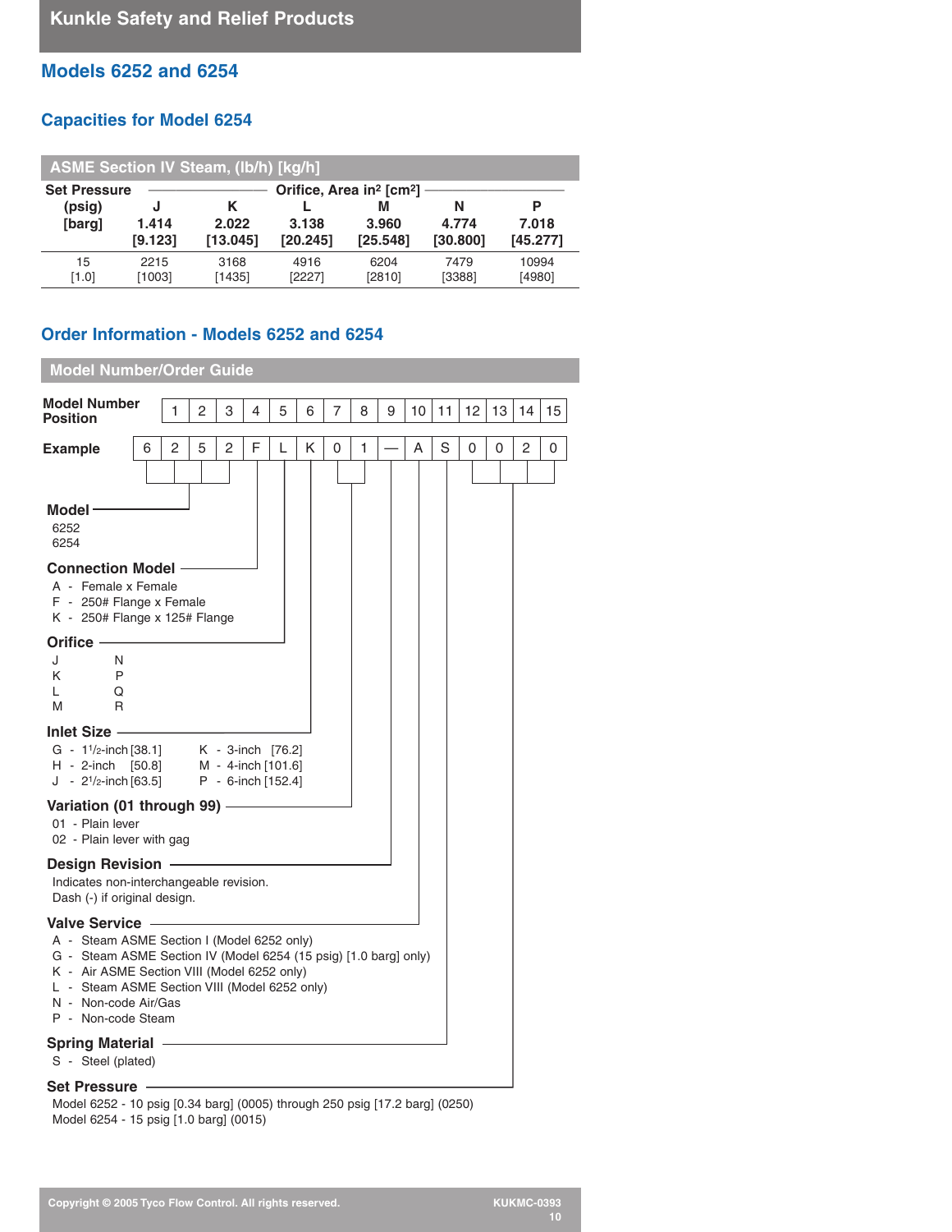## Models 6252 and 6254

### Capacities for Model 6254

**ASME Section IV Steam, (lb/h) [kg/h]**

| Set Pressure (psig) [barg] | Orifice, Area in² [cm²] | | | | | |
|---|---|---|---|---|---|---|
| | J 1.414 [9.123] | K 2.022 [13.045] | L 3.138 [20.245] | M 3.960 [25.548] | N 4.774 [30.800] | P 7.018 [45.277] |
| 15 [1.0] | 2215 [1003] | 3168 [1435] | 4916 [2227] | 6204 [2810] | 7479 [3388] | 10994 [4980] |

### Order Information - Models 6252 and 6254

**Model Number/Order Guide**

| Model Number Position | 1 | 2 | 3 | 4 | 5 | 6 | 7 | 8 | 9 | 10 | 11 | 12 | 13 | 14 | 15 |
|---|---|---|---|---|---|---|---|---|---|---|---|---|---|---|---|
| Example | 6 | 2 | 5 | 2 | F | L | K | 0 | 1 | — | A | S | 0 | 0 | 2 | 0 |

**Model**
- 6252
- 6254

**Connection Model**
- A - Female x Female
- F - 250# Flange x Female
- K - 250# Flange x 125# Flange

**Orifice**
- J
- K
- L
- M
- N
- P
- Q
- R

**Inlet Size**
- G - 1½-inch [38.1]
- H - 2-inch [50.8]
- J - 2½-inch [63.5]
- K - 3-inch [76.2]
- M - 4-inch [101.6]
- P - 6-inch [152.4]

**Variation (01 through 99)**
- 01 - Plain lever
- 02 - Plain lever with gag

**Design Revision**

Indicates non-interchangeable revision.
Dash (-) if original design.

**Valve Service**
- A - Steam ASME Section I (Model 6252 only)
- G - Steam ASME Section IV (Model 6254 (15 psig) [1.0 barg] only)
- K - Air ASME Section VIII (Model 6252 only)
- L - Steam ASME Section VIII (Model 6252 only)
- N - Non-code Air/Gas
- P - Non-code Steam

**Spring Material**
- S - Steel (plated)

**Set Pressure**

Model 6252 - 10 psig [0.34 barg] (0005) through 250 psig [17.2 barg] (0250)
Model 6254 - 15 psig [1.0 barg] (0015)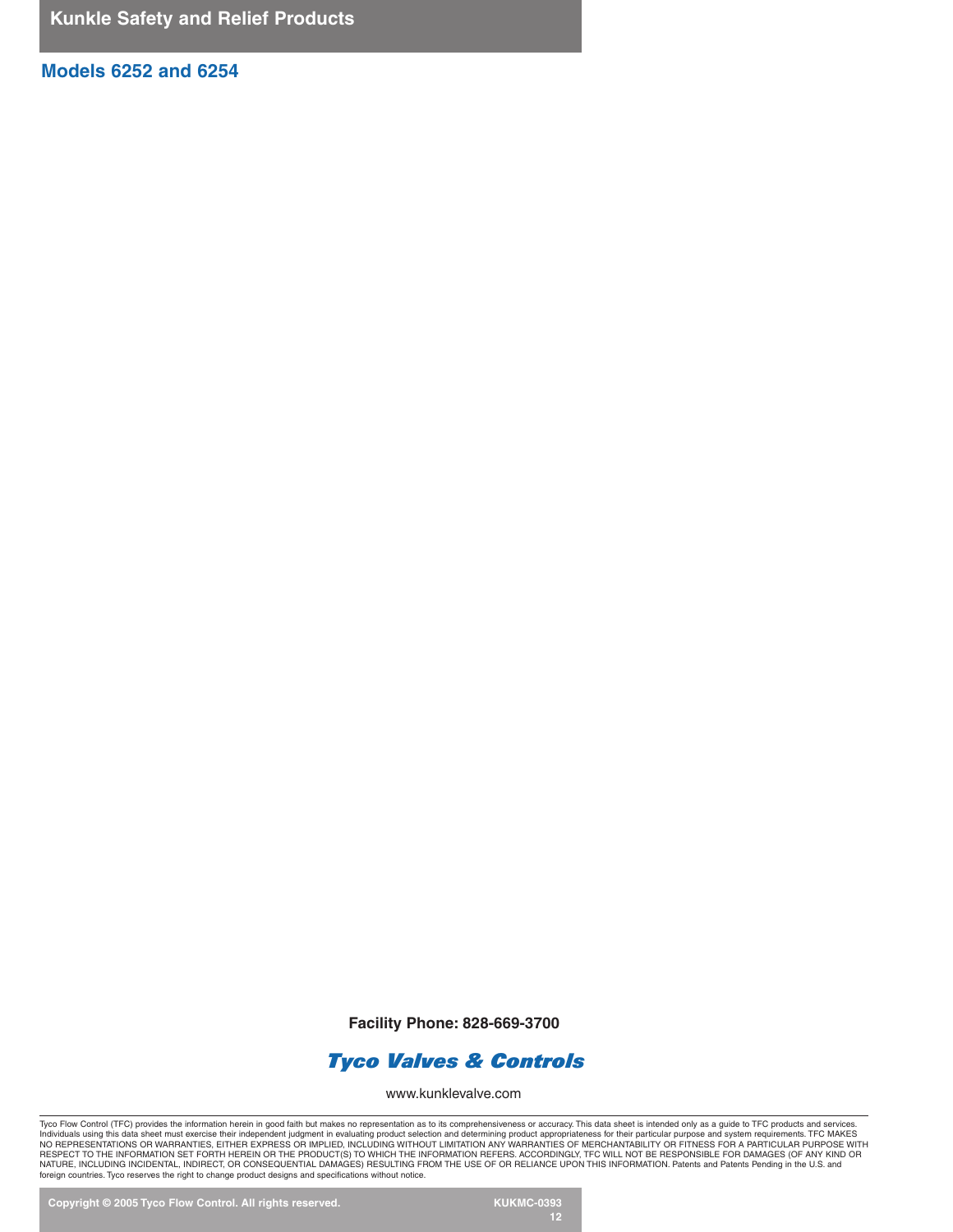Facility Phone: 828-669-3700

*Tyco Valves & Controls*

www.kunklevalve.com

Tyco Flow Control (TFC) provides the information herein in good faith but makes no representation as to its comprehensiveness or accuracy. This data sheet is intended only as a guide to TFC products and services. Individuals using this data sheet must exercise their independent judgment in evaluating product selection and determining product appropriateness for their particular purpose and system requirements. TFC MAKES NO REPRESENTATIONS OR WARRANTIES, EITHER EXPRESS OR IMPLIED, INCLUDING WITHOUT LIMITATION ANY WARRANTIES OF MERCHANTABILITY OR FITNESS FOR A PARTICULAR PURPOSE WITH RESPECT TO THE INFORMATION SET FORTH HEREIN OR THE PRODUCT(S) TO WHICH THE INFORMATION REFERS. ACCORDINGLY, TFC WILL NOT BE RESPONSIBLE FOR DAMAGES (OF ANY KIND OR NATURE, INCLUDING INCIDENTAL, INDIRECT, OR CONSEQUENTIAL DAMAGES) RESULTING FROM THE USE OF OR RELIANCE UPON THIS INFORMATION. Patents and Patents Pending in the U.S. and foreign countries. Tyco reserves the right to change product designs and specifications without notice.

Copyright © 2005 Tyco Flow Control. All rights reserved.

KUKMC-0393